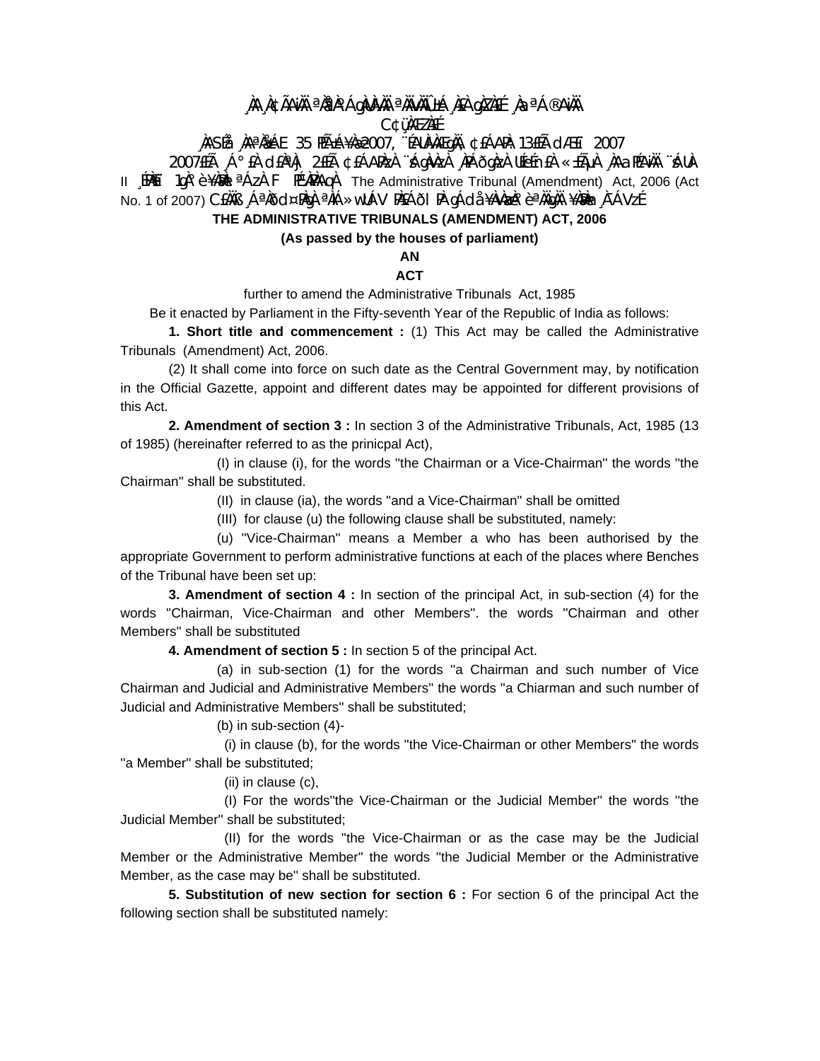¸ÀA¸À¢ÃAiÀÄ ªÀåªÀºÁgÀUÀ¼ÀÄ ªÀÄvÀÄÛ ±Á¸À£À gÀZÀ£É ¸ÀaªÁ®AiÀÄ

C¢ü¸ÀÆZÀ£É

¸ÀASÉå ¸ÀAªÀå±ÁE 35 PÉñÁ¥Àæ 2007, ¨ÉAUÀ¼ÀÆgÀÄ, ¢£ÁAPÀ: 13£Éà dÆ£ï 2007

2007£Éà ¸Á°£À d£ÀªÀj 2£Éà ¢£ÁAPÀzÀ ¨sÁgÀvÀzÀ ¸ÀPÁðgÀzÀ UÉeÉmï£À «±ÉõÀ ¸ÀAaPÉAiÀÄ ¨sÁUÀ II ¸ÉPÀë£ï 1gÀ°è ¥ÀæPÀlªÁzÀ F PÉ¼ÀPÀAqÀ The Administrative Tribunal (Amendment) Act, 2006 (Act No. 1 of 2007) C£ÀÄß ¸ÁªÀðd¤PÀgÀ ªÀiÁ»wUÁV PÀ£ÁðlPÀ gÁdå¥ÀvÀæzÀ°è ªÀÄgÀÄ ¥ÀæPÀn¸À¯ÁVzÉ

**THE ADMINISTRATIVE TRIBUNALS (AMENDMENT) ACT, 2006**

**(As passed by the houses of parliament)**

**AN**

**ACT**

further to amend the Administrative Tribunals Act, 1985

Be it enacted by Parliament in the Fifty-seventh Year of the Republic of India as follows:

**1. Short title and commencement :** (1) This Act may be called the Administrative Tribunals (Amendment) Act, 2006.

(2) It shall come into force on such date as the Central Government may, by notification in the Official Gazette, appoint and different dates may be appointed for different provisions of this Act.

**2. Amendment of section 3 :** In section 3 of the Administrative Tribunals, Act, 1985 (13 of 1985) (hereinafter referred to as the prinicpal Act),

(I) in clause (i), for the words "the Chairman or a Vice-Chairman" the words "the Chairman" shall be substituted.

(II) in clause (ia), the words "and a Vice-Chairman" shall be omitted

(III) for clause (u) the following clause shall be substituted, namely:

(u) "Vice-Chairman" means a Member a who has been authorised by the appropriate Government to perform administrative functions at each of the places where Benches of the Tribunal have been set up:

**3. Amendment of section 4 :** In section of the principal Act, in sub-section (4) for the words "Chairman, Vice-Chairman and other Members". the words "Chairman and other Members" shall be substituted

**4. Amendment of section 5 :** In section 5 of the principal Act.

(a) in sub-section (1) for the words "a Chairman and such number of Vice Chairman and Judicial and Administrative Members" the words "a Chiarman and such number of Judicial and Administrative Members" shall be substituted;

(b) in sub-section (4)-

(i) in clause (b), for the words "the Vice-Chairman or other Members" the words "a Member" shall be substituted;

(ii) in clause (c),

(I) For the words"the Vice-Chairman or the Judicial Member" the words "the Judicial Member" shall be substituted;

(II) for the words "the Vice-Chairman or as the case may be the Judicial Member or the Administrative Member" the words "the Judicial Member or the Administrative Member, as the case may be" shall be substituted.

**5. Substitution of new section for section 6 :** For section 6 of the principal Act the following section shall be substituted namely: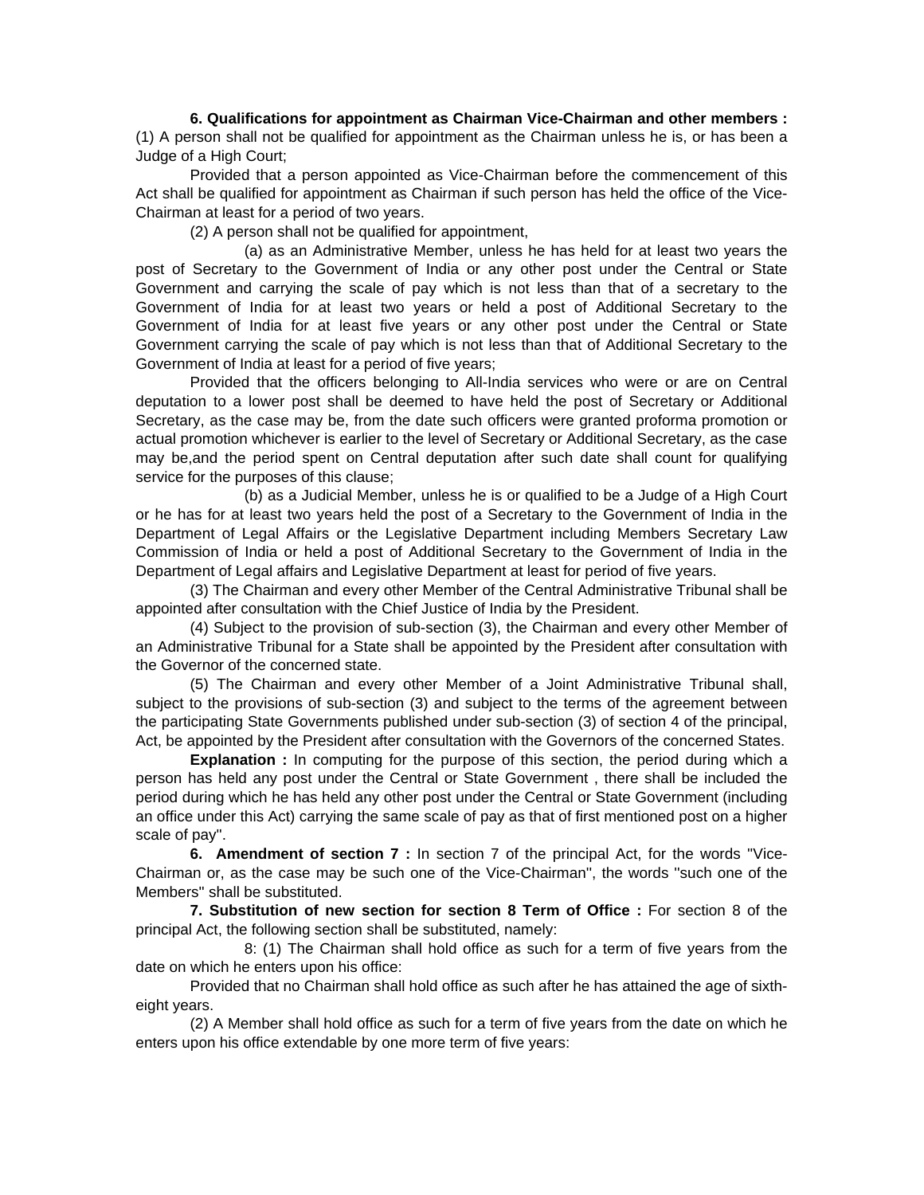**6. Qualifications for appointment as Chairman Vice-Chairman and other members :** (1) A person shall not be qualified for appointment as the Chairman unless he is, or has been a Judge of a High Court;

Provided that a person appointed as Vice-Chairman before the commencement of this Act shall be qualified for appointment as Chairman if such person has held the office of the Vice-Chairman at least for a period of two years.

(2) A person shall not be qualified for appointment,

(a) as an Administrative Member, unless he has held for at least two years the post of Secretary to the Government of India or any other post under the Central or State Government and carrying the scale of pay which is not less than that of a secretary to the Government of India for at least two years or held a post of Additional Secretary to the Government of India for at least five years or any other post under the Central or State Government carrying the scale of pay which is not less than that of Additional Secretary to the Government of India at least for a period of five years;

Provided that the officers belonging to All-India services who were or are on Central deputation to a lower post shall be deemed to have held the post of Secretary or Additional Secretary, as the case may be, from the date such officers were granted proforma promotion or actual promotion whichever is earlier to the level of Secretary or Additional Secretary, as the case may be,and the period spent on Central deputation after such date shall count for qualifying service for the purposes of this clause;

(b) as a Judicial Member, unless he is or qualified to be a Judge of a High Court or he has for at least two years held the post of a Secretary to the Government of India in the Department of Legal Affairs or the Legislative Department including Members Secretary Law Commission of India or held a post of Additional Secretary to the Government of India in the Department of Legal affairs and Legislative Department at least for period of five years.

(3) The Chairman and every other Member of the Central Administrative Tribunal shall be appointed after consultation with the Chief Justice of India by the President.

(4) Subject to the provision of sub-section (3), the Chairman and every other Member of an Administrative Tribunal for a State shall be appointed by the President after consultation with the Governor of the concerned state.

(5) The Chairman and every other Member of a Joint Administrative Tribunal shall, subject to the provisions of sub-section (3) and subject to the terms of the agreement between the participating State Governments published under sub-section (3) of section 4 of the principal, Act, be appointed by the President after consultation with the Governors of the concerned States.

**Explanation :** In computing for the purpose of this section, the period during which a person has held any post under the Central or State Government , there shall be included the period during which he has held any other post under the Central or State Government (including an office under this Act) carrying the same scale of pay as that of first mentioned post on a higher scale of pay''.

**6. Amendment of section 7 :** In section 7 of the principal Act, for the words "Vice-Chairman or, as the case may be such one of the Vice-Chairman", the words ''such one of the Members'' shall be substituted.

**7. Substitution of new section for section 8 Term of Office :** For section 8 of the principal Act, the following section shall be substituted, namely:

8: (1) The Chairman shall hold office as such for a term of five years from the date on which he enters upon his office:

Provided that no Chairman shall hold office as such after he has attained the age of sixth-eight years.

(2) A Member shall hold office as such for a term of five years from the date on which he enters upon his office extendable by one more term of five years: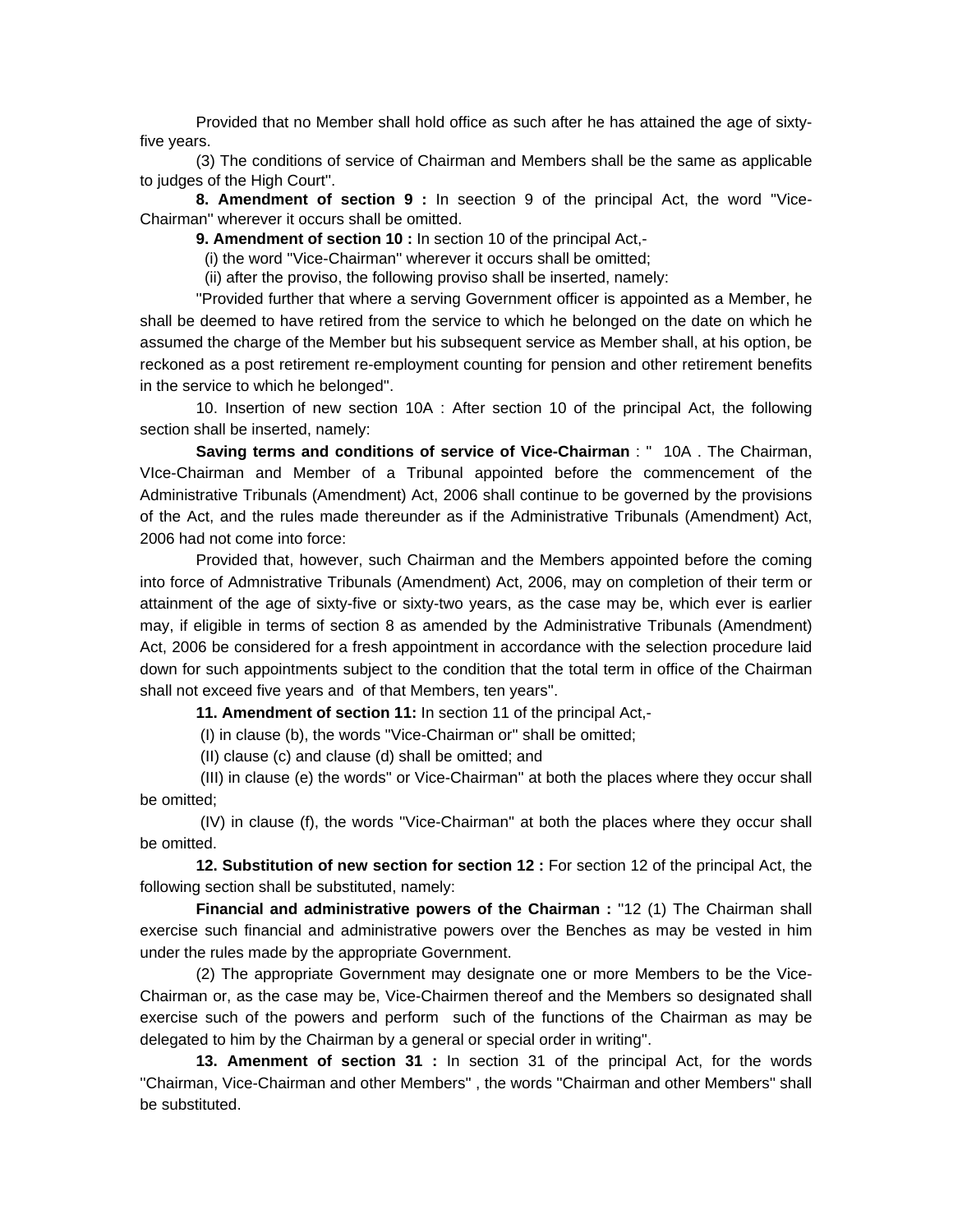Provided that no Member shall hold office as such after he has attained the age of sixty-five years.

(3) The conditions of service of Chairman and Members shall be the same as applicable to judges of the High Court".

**8. Amendment of section 9 :** In seection 9 of the principal Act, the word "Vice-Chairman" wherever it occurs shall be omitted.

**9. Amendment of section 10 :** In section 10 of the principal Act,-

(i) the word "Vice-Chairman" wherever it occurs shall be omitted;

(ii) after the proviso, the following proviso shall be inserted, namely:

"Provided further that where a serving Government officer is appointed as a Member, he shall be deemed to have retired from the service to which he belonged on the date on which he assumed the charge of the Member but his subsequent service as Member shall, at his option, be reckoned as a post retirement re-employment counting for pension and other retirement benefits in the service to which he belonged".

10. Insertion of new section 10A : After section 10 of the principal Act, the following section shall be inserted, namely:

**Saving terms and conditions of service of Vice-Chairman** : " 10A . The Chairman, VIce-Chairman and Member of a Tribunal appointed before the commencement of the Administrative Tribunals (Amendment) Act, 2006 shall continue to be governed by the provisions of the Act, and the rules made thereunder as if the Administrative Tribunals (Amendment) Act, 2006 had not come into force:

Provided that, however, such Chairman and the Members appointed before the coming into force of Admnistrative Tribunals (Amendment) Act, 2006, may on completion of their term or attainment of the age of sixty-five or sixty-two years, as the case may be, which ever is earlier may, if eligible in terms of section 8 as amended by the Administrative Tribunals (Amendment) Act, 2006 be considered for a fresh appointment in accordance with the selection procedure laid down for such appointments subject to the condition that the total term in office of the Chairman shall not exceed five years and of that Members, ten years".

**11. Amendment of section 11:** In section 11 of the principal Act,-

(I) in clause (b), the words "Vice-Chairman or" shall be omitted;

(II) clause (c) and clause (d) shall be omitted; and

(III) in clause (e) the words" or Vice-Chairman" at both the places where they occur shall be omitted;

(IV) in clause (f), the words "Vice-Chairman" at both the places where they occur shall be omitted.

**12. Substitution of new section for section 12 :** For section 12 of the principal Act, the following section shall be substituted, namely:

**Financial and administrative powers of the Chairman :** "12 (1) The Chairman shall exercise such financial and administrative powers over the Benches as may be vested in him under the rules made by the appropriate Government.

(2) The appropriate Government may designate one or more Members to be the Vice-Chairman or, as the case may be, Vice-Chairmen thereof and the Members so designated shall exercise such of the powers and perform such of the functions of the Chairman as may be delegated to him by the Chairman by a general or special order in writing".

**13. Amenment of section 31 :** In section 31 of the principal Act, for the words "Chairman, Vice-Chairman and other Members" , the words "Chairman and other Members" shall be substituted.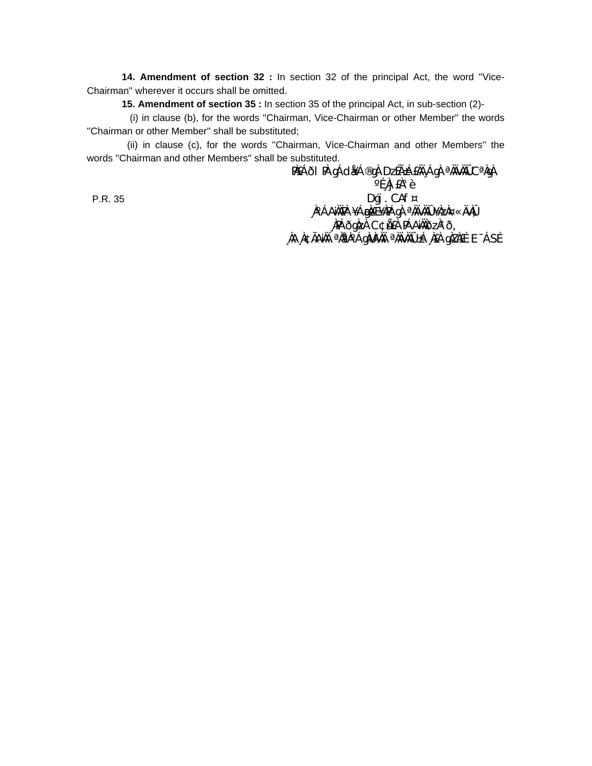**14. Amendment of section 32 :** In section 32 of the principal Act, the word "Vice-Chairman" wherever it occurs shall be omitted.

**15. Amendment of section 35 :** In section 35 of the principal Act, in sub-section (2)-

(i) in clause (b), for the words "Chairman, Vice-Chairman or other Member" the words "Chairman or other Member" shall be substituted;

(ii) in clause (c), for the words "Chairman, Vice-Chairman and other Members" the words "Chairman and other Members" shall be substituted.

PÀ£ÁðlPÀ gÁdå¥Á®gÀ DzÉñÁ£ÀÄ¸ÁgÀ ªÀÄvÀÄÛ CªÀgÀ ºÉ¸Àj£À°è

Dgï. CAf¤

¸ÀPÁðgÀzÀ ¥ÁæzsÁ£À PÁgÀåzÀ²ð ªÀÄvÀÄÛ ¥ÀzÀ¤«ÄvÀÛ

¸ÀPÁðgÀzÀ C¢üÃ£À PÁAiÀÄðzÀ²ð,

¸ÀA¸À¢ÃAiÀÄ ªÀåªÀºÁgÀUÀ¼ÀÄ ªÀÄvÀÄÛ ±Á¸À£À gÀZÀ£É E¯ÁSÉ

P.R. 35